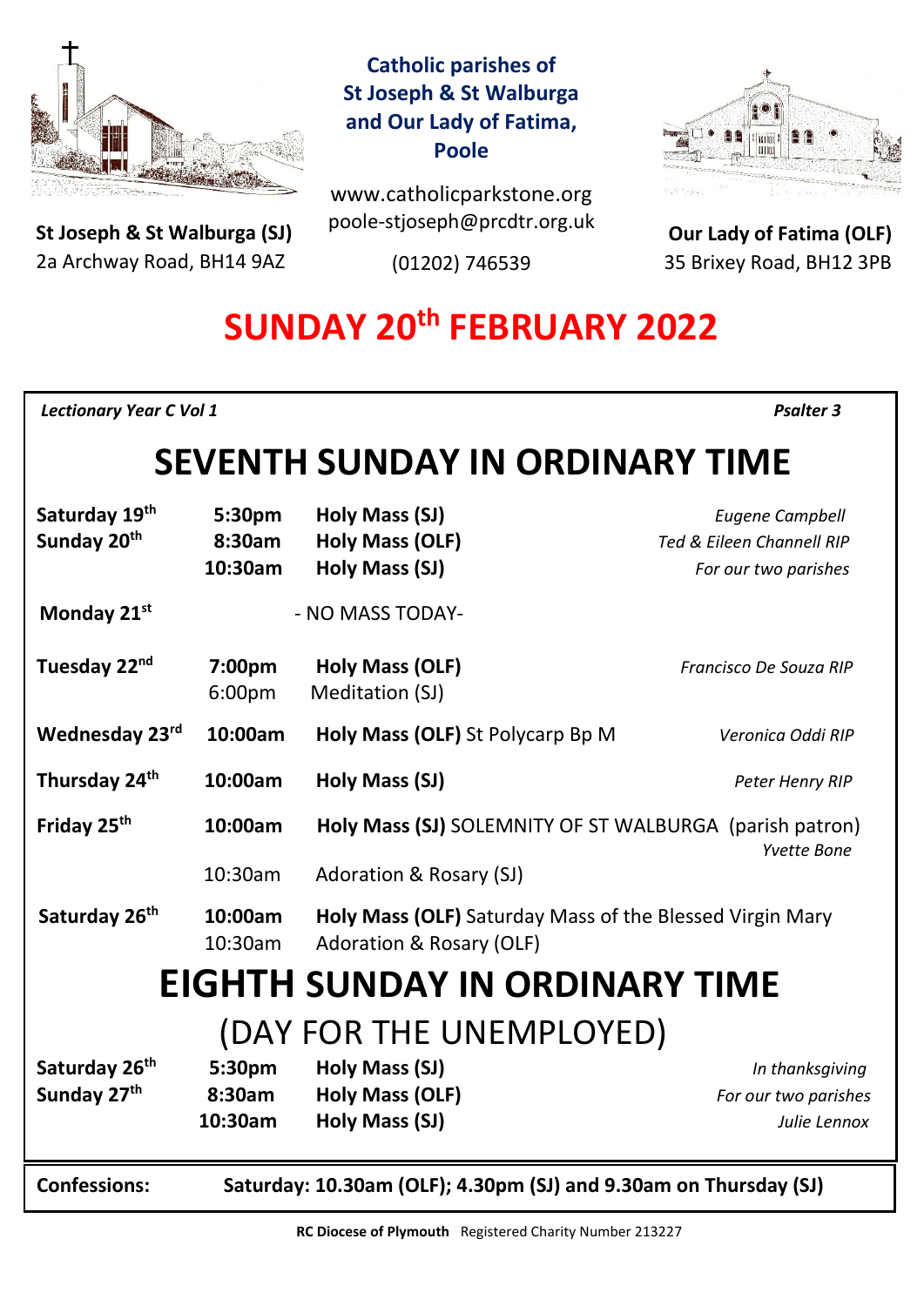**Catholic parishes of St Joseph & St Walburga and Our Lady of Fatima, Poole**

www.catholicparkstone.org
poole-stjoseph@prcdtr.org.uk
(01202) 746539

**St Joseph & St Walburga (SJ)**
2a Archway Road, BH14 9AZ

**Our Lady of Fatima (OLF)**
35 Brixey Road, BH12 3PB

# SUNDAY 20th FEBRUARY 2022

*Lectionary Year C Vol 1* — *Psalter 3*

## SEVENTH SUNDAY IN ORDINARY TIME

| | | | |
|---|---|---|---|
| **Saturday 19th** | **5:30pm** | **Holy Mass (SJ)** | *Eugene Campbell* |
| **Sunday 20th** | **8:30am** | **Holy Mass (OLF)** | *Ted & Eileen Channell RIP* |
| | **10:30am** | **Holy Mass (SJ)** | *For our two parishes* |
| **Monday 21st** | | - NO MASS TODAY- | |
| **Tuesday 22nd** | **7:00pm** | **Holy Mass (OLF)** | *Francisco De Souza RIP* |
| | 6:00pm | Meditation (SJ) | |
| **Wednesday 23rd** | **10:00am** | **Holy Mass (OLF)** St Polycarp Bp M | *Veronica Oddi RIP* |
| **Thursday 24th** | **10:00am** | **Holy Mass (SJ)** | *Peter Henry RIP* |
| **Friday 25th** | **10:00am** | **Holy Mass (SJ)** SOLEMNITY OF ST WALBURGA (parish patron) | *Yvette Bone* |
| | 10:30am | Adoration & Rosary (SJ) | |
| **Saturday 26th** | **10:00am** | **Holy Mass (OLF)** Saturday Mass of the Blessed Virgin Mary | |
| | 10:30am | Adoration & Rosary (OLF) | |

## EIGHTH SUNDAY IN ORDINARY TIME

## (DAY FOR THE UNEMPLOYED)

| | | | |
|---|---|---|---|
| **Saturday 26th** | **5:30pm** | **Holy Mass (SJ)** | *In thanksgiving* |
| **Sunday 27th** | **8:30am** | **Holy Mass (OLF)** | *For our two parishes* |
| | **10:30am** | **Holy Mass (SJ)** | *Julie Lennox* |

**Confessions:** **Saturday: 10.30am (OLF); 4.30pm (SJ) and 9.30am on Thursday (SJ)**

**RC Diocese of Plymouth** Registered Charity Number 213227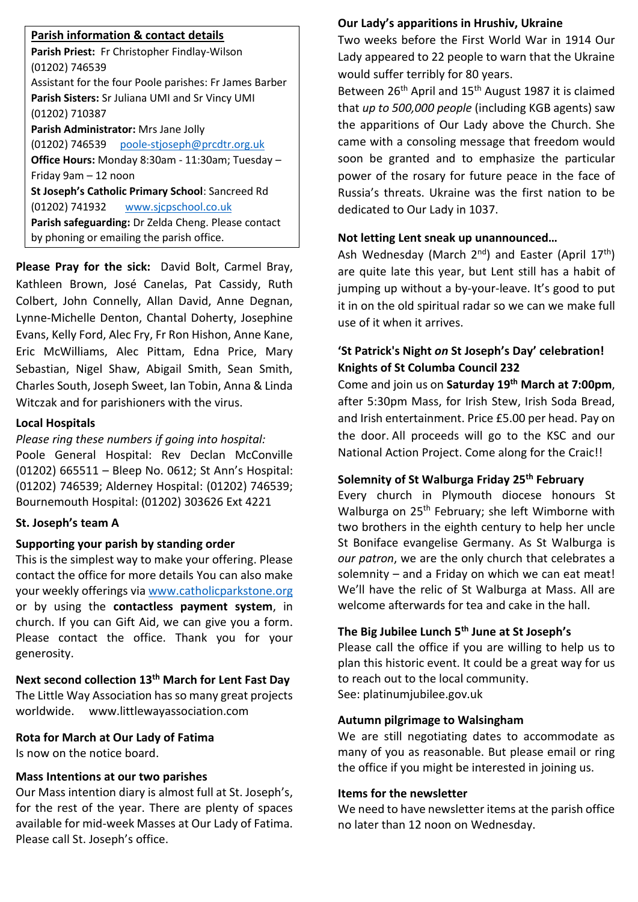## Parish information & contact details

**Parish Priest:** Fr Christopher Findlay-Wilson (01202) 746539

Assistant for the four Poole parishes: Fr James Barber

**Parish Sisters:** Sr Juliana UMI and Sr Vincy UMI (01202) 710387

**Parish Administrator:** Mrs Jane Jolly (01202) 746539 poole-stjoseph@prcdtr.org.uk

**Office Hours:** Monday 8:30am - 11:30am; Tuesday – Friday 9am – 12 noon

**St Joseph's Catholic Primary School**: Sancreed Rd (01202) 741932 www.sjcpschool.co.uk

**Parish safeguarding:** Dr Zelda Cheng. Please contact by phoning or emailing the parish office.

**Please Pray for the sick:** David Bolt, Carmel Bray, Kathleen Brown, José Canelas, Pat Cassidy, Ruth Colbert, John Connelly, Allan David, Anne Degnan, Lynne-Michelle Denton, Chantal Doherty, Josephine Evans, Kelly Ford, Alec Fry, Fr Ron Hishon, Anne Kane, Eric McWilliams, Alec Pittam, Edna Price, Mary Sebastian, Nigel Shaw, Abigail Smith, Sean Smith, Charles South, Joseph Sweet, Ian Tobin, Anna & Linda Witczak and for parishioners with the virus.

### Local Hospitals

*Please ring these numbers if going into hospital:* Poole General Hospital: Rev Declan McConville (01202) 665511 – Bleep No. 0612; St Ann's Hospital: (01202) 746539; Alderney Hospital: (01202) 746539; Bournemouth Hospital: (01202) 303626 Ext 4221

### St. Joseph's team A

### Supporting your parish by standing order

This is the simplest way to make your offering. Please contact the office for more details You can also make your weekly offerings via www.catholicparkstone.org or by using the **contactless payment system**, in church. If you can Gift Aid, we can give you a form. Please contact the office. Thank you for your generosity.

### Next second collection 13th March for Lent Fast Day

The Little Way Association has so many great projects worldwide. www.littlewayassociation.com

### Rota for March at Our Lady of Fatima

Is now on the notice board.

### Mass Intentions at our two parishes

Our Mass intention diary is almost full at St. Joseph's, for the rest of the year. There are plenty of spaces available for mid-week Masses at Our Lady of Fatima. Please call St. Joseph's office.

### Our Lady's apparitions in Hrushiv, Ukraine

Two weeks before the First World War in 1914 Our Lady appeared to 22 people to warn that the Ukraine would suffer terribly for 80 years.

Between 26th April and 15th August 1987 it is claimed that *up to 500,000 people* (including KGB agents) saw the apparitions of Our Lady above the Church. She came with a consoling message that freedom would soon be granted and to emphasize the particular power of the rosary for future peace in the face of Russia's threats. Ukraine was the first nation to be dedicated to Our Lady in 1037.

### Not letting Lent sneak up unannounced…

Ash Wednesday (March 2nd) and Easter (April 17th) are quite late this year, but Lent still has a habit of jumping up without a by-your-leave. It's good to put it in on the old spiritual radar so we can we make full use of it when it arrives.

### 'St Patrick's Night *on* St Joseph's Day' celebration! Knights of St Columba Council 232

Come and join us on **Saturday 19th March at 7:00pm**, after 5:30pm Mass, for Irish Stew, Irish Soda Bread, and Irish entertainment. Price £5.00 per head. Pay on the door. All proceeds will go to the KSC and our National Action Project. Come along for the Craic!!

### Solemnity of St Walburga Friday 25th February

Every church in Plymouth diocese honours St Walburga on 25th February; she left Wimborne with two brothers in the eighth century to help her uncle St Boniface evangelise Germany. As St Walburga is *our patron*, we are the only church that celebrates a solemnity – and a Friday on which we can eat meat! We'll have the relic of St Walburga at Mass. All are welcome afterwards for tea and cake in the hall.

### The Big Jubilee Lunch 5th June at St Joseph's

Please call the office if you are willing to help us to plan this historic event. It could be a great way for us to reach out to the local community.
See: platinumjubilee.gov.uk

### Autumn pilgrimage to Walsingham

We are still negotiating dates to accommodate as many of you as reasonable. But please email or ring the office if you might be interested in joining us.

### Items for the newsletter

We need to have newsletter items at the parish office no later than 12 noon on Wednesday.